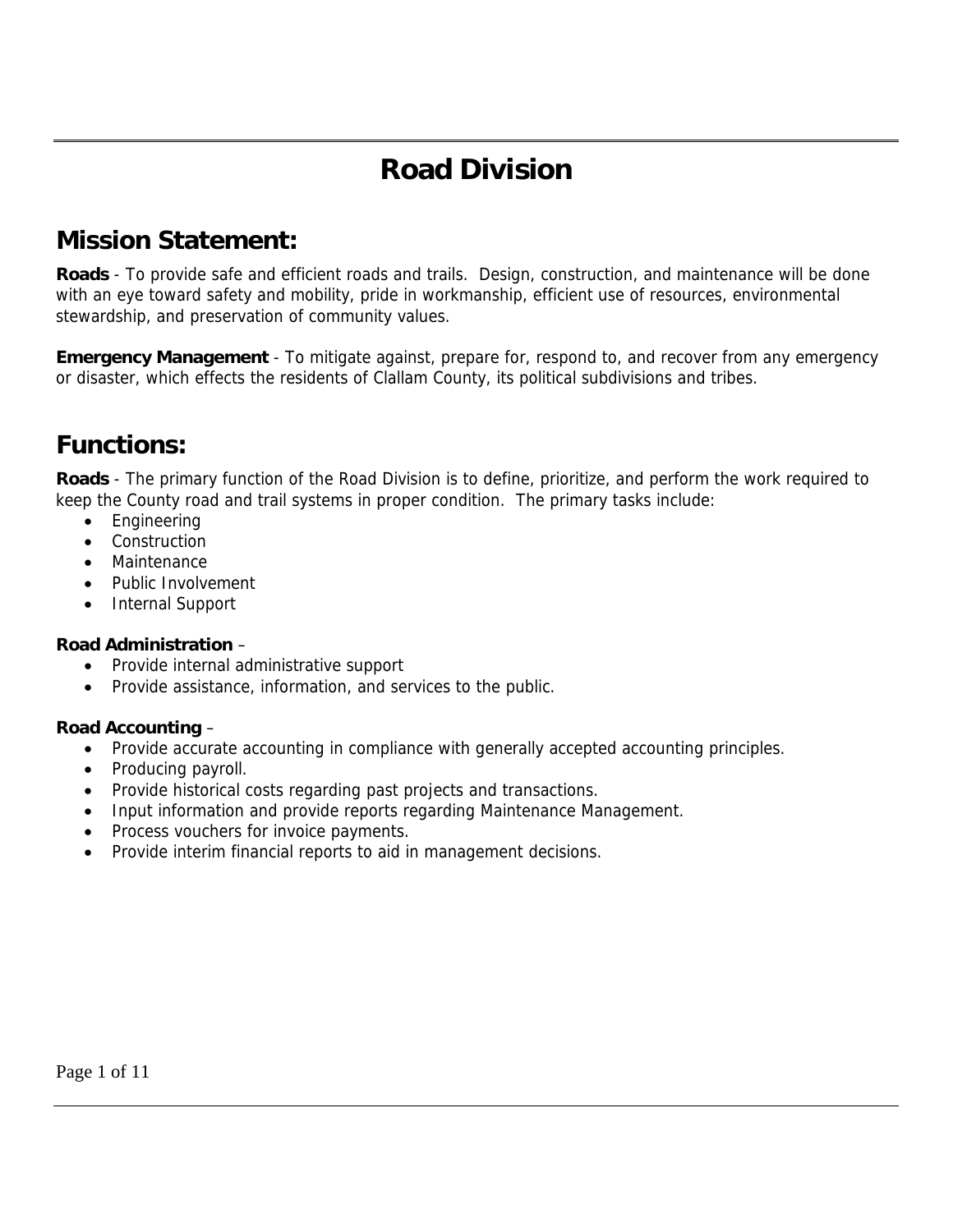# Road Division

## Mission Statement:

**Roads** - To provide safe and efficient roads and trails. Design, construction, and maintenance will be done with an eye toward safety and mobility, pride in workmanship, efficient use of resources, environmental stewardship, and preservation of community values.

**Emergency Management** - To mitigate against, prepare for, respond to, and recover from any emergency or disaster, which effects the residents of Clallam County, its political subdivisions and tribes.

## Functions:

**Roads** - The primary function of the Road Division is to define, prioritize, and perform the work required to keep the County road and trail systems in proper condition. The primary tasks include:

- Engineering
- Construction
- Maintenance
- Public Involvement
- Internal Support

**Road Administration** –

- Provide internal administrative support
- Provide assistance, information, and services to the public.

**Road Accounting** –

- Provide accurate accounting in compliance with generally accepted accounting principles.
- Producing payroll.
- Provide historical costs regarding past projects and transactions.
- Input information and provide reports regarding Maintenance Management.
- Process vouchers for invoice payments.
- Provide interim financial reports to aid in management decisions.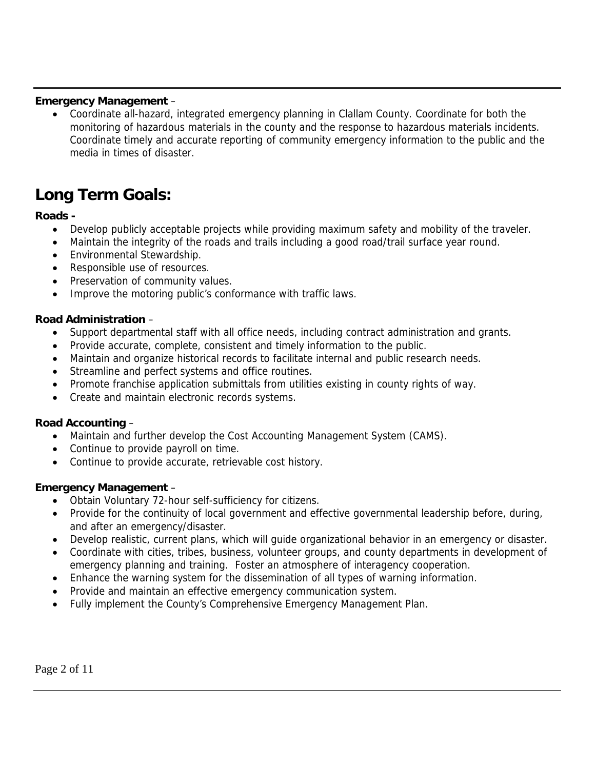**Emergency Management** –

- Coordinate all-hazard, integrated emergency planning in Clallam County. Coordinate for both the monitoring of hazardous materials in the county and the response to hazardous materials incidents. Coordinate timely and accurate reporting of community emergency information to the public and the media in times of disaster.

# Long Term Goals:

**Roads -**

- Develop publicly acceptable projects while providing maximum safety and mobility of the traveler.
- Maintain the integrity of the roads and trails including a good road/trail surface year round.
- Environmental Stewardship.
- Responsible use of resources.
- Preservation of community values.
- Improve the motoring public's conformance with traffic laws.

**Road Administration** –

- Support departmental staff with all office needs, including contract administration and grants.
- Provide accurate, complete, consistent and timely information to the public.
- Maintain and organize historical records to facilitate internal and public research needs.
- Streamline and perfect systems and office routines.
- Promote franchise application submittals from utilities existing in county rights of way.
- Create and maintain electronic records systems.

**Road Accounting** –

- Maintain and further develop the Cost Accounting Management System (CAMS).
- Continue to provide payroll on time.
- Continue to provide accurate, retrievable cost history.

**Emergency Management** –

- Obtain Voluntary 72-hour self-sufficiency for citizens.
- Provide for the continuity of local government and effective governmental leadership before, during, and after an emergency/disaster.
- Develop realistic, current plans, which will guide organizational behavior in an emergency or disaster.
- Coordinate with cities, tribes, business, volunteer groups, and county departments in development of emergency planning and training. Foster an atmosphere of interagency cooperation.
- Enhance the warning system for the dissemination of all types of warning information.
- Provide and maintain an effective emergency communication system.
- Fully implement the County's Comprehensive Emergency Management Plan.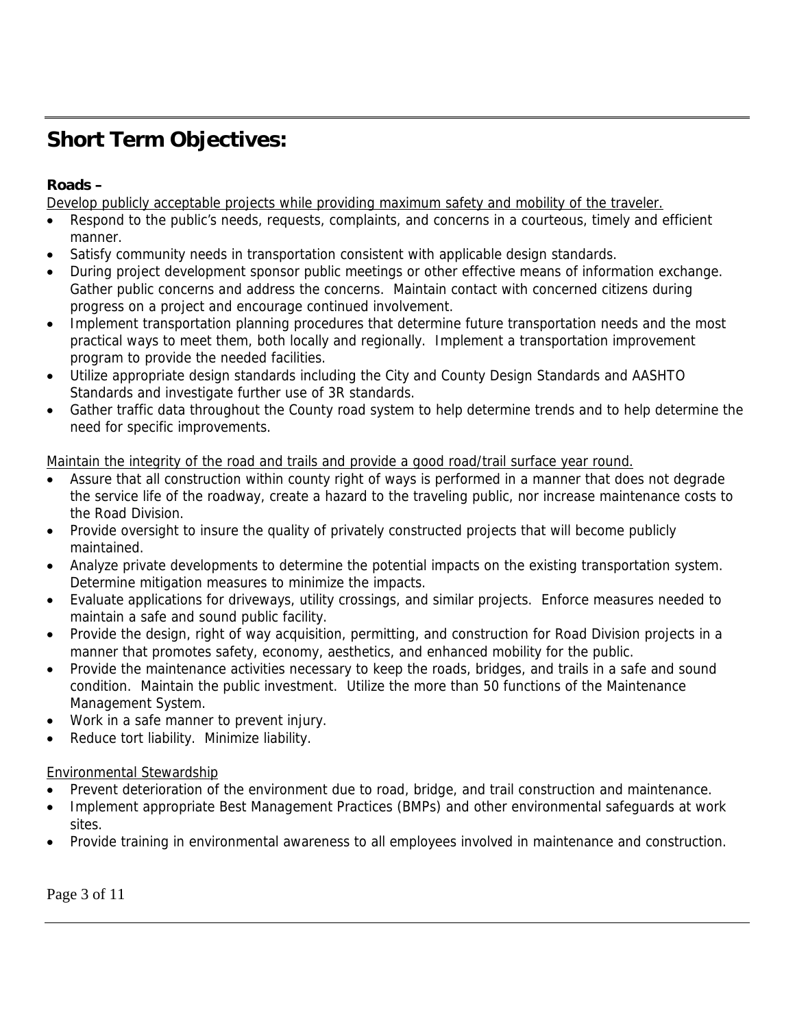# Short Term Objectives:

**Roads –**

Develop publicly acceptable projects while providing maximum safety and mobility of the traveler.

- Respond to the public's needs, requests, complaints, and concerns in a courteous, timely and efficient manner.
- Satisfy community needs in transportation consistent with applicable design standards.
- During project development sponsor public meetings or other effective means of information exchange. Gather public concerns and address the concerns. Maintain contact with concerned citizens during progress on a project and encourage continued involvement.
- Implement transportation planning procedures that determine future transportation needs and the most practical ways to meet them, both locally and regionally. Implement a transportation improvement program to provide the needed facilities.
- Utilize appropriate design standards including the City and County Design Standards and AASHTO Standards and investigate further use of 3R standards.
- Gather traffic data throughout the County road system to help determine trends and to help determine the need for specific improvements.

Maintain the integrity of the road and trails and provide a good road/trail surface year round.

- Assure that all construction within county right of ways is performed in a manner that does not degrade the service life of the roadway, create a hazard to the traveling public, nor increase maintenance costs to the Road Division.
- Provide oversight to insure the quality of privately constructed projects that will become publicly maintained.
- Analyze private developments to determine the potential impacts on the existing transportation system. Determine mitigation measures to minimize the impacts.
- Evaluate applications for driveways, utility crossings, and similar projects. Enforce measures needed to maintain a safe and sound public facility.
- Provide the design, right of way acquisition, permitting, and construction for Road Division projects in a manner that promotes safety, economy, aesthetics, and enhanced mobility for the public.
- Provide the maintenance activities necessary to keep the roads, bridges, and trails in a safe and sound condition. Maintain the public investment. Utilize the more than 50 functions of the Maintenance Management System.
- Work in a safe manner to prevent injury.
- Reduce tort liability. Minimize liability.

Environmental Stewardship

- Prevent deterioration of the environment due to road, bridge, and trail construction and maintenance.
- Implement appropriate Best Management Practices (BMPs) and other environmental safeguards at work sites.
- Provide training in environmental awareness to all employees involved in maintenance and construction.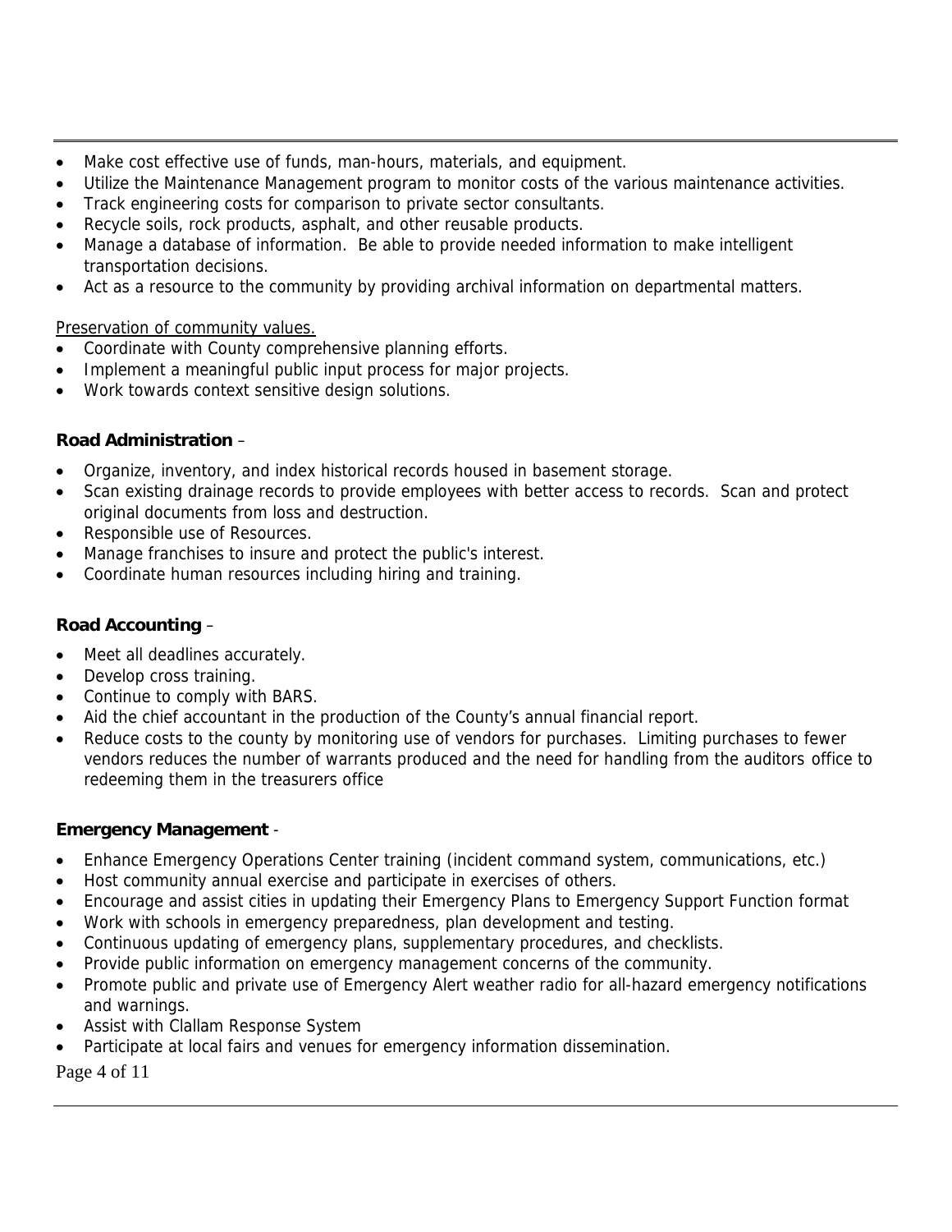- Make cost effective use of funds, man-hours, materials, and equipment.
- Utilize the Maintenance Management program to monitor costs of the various maintenance activities.
- Track engineering costs for comparison to private sector consultants.
- Recycle soils, rock products, asphalt, and other reusable products.
- Manage a database of information. Be able to provide needed information to make intelligent transportation decisions.
- Act as a resource to the community by providing archival information on departmental matters.

<u>Preservation of community values.</u>

- Coordinate with County comprehensive planning efforts.
- Implement a meaningful public input process for major projects.
- Work towards context sensitive design solutions.

**Road Administration** –

- Organize, inventory, and index historical records housed in basement storage.
- Scan existing drainage records to provide employees with better access to records. Scan and protect original documents from loss and destruction.
- Responsible use of Resources.
- Manage franchises to insure and protect the public's interest.
- Coordinate human resources including hiring and training.

**Road Accounting** –

- Meet all deadlines accurately.
- Develop cross training.
- Continue to comply with BARS.
- Aid the chief accountant in the production of the County's annual financial report.
- Reduce costs to the county by monitoring use of vendors for purchases. Limiting purchases to fewer vendors reduces the number of warrants produced and the need for handling from the auditors office to redeeming them in the treasurers office

**Emergency Management** -

- Enhance Emergency Operations Center training (incident command system, communications, etc.)
- Host community annual exercise and participate in exercises of others.
- Encourage and assist cities in updating their Emergency Plans to Emergency Support Function format
- Work with schools in emergency preparedness, plan development and testing.
- Continuous updating of emergency plans, supplementary procedures, and checklists.
- Provide public information on emergency management concerns of the community.
- Promote public and private use of Emergency Alert weather radio for all-hazard emergency notifications and warnings.
- Assist with Clallam Response System
- Participate at local fairs and venues for emergency information dissemination.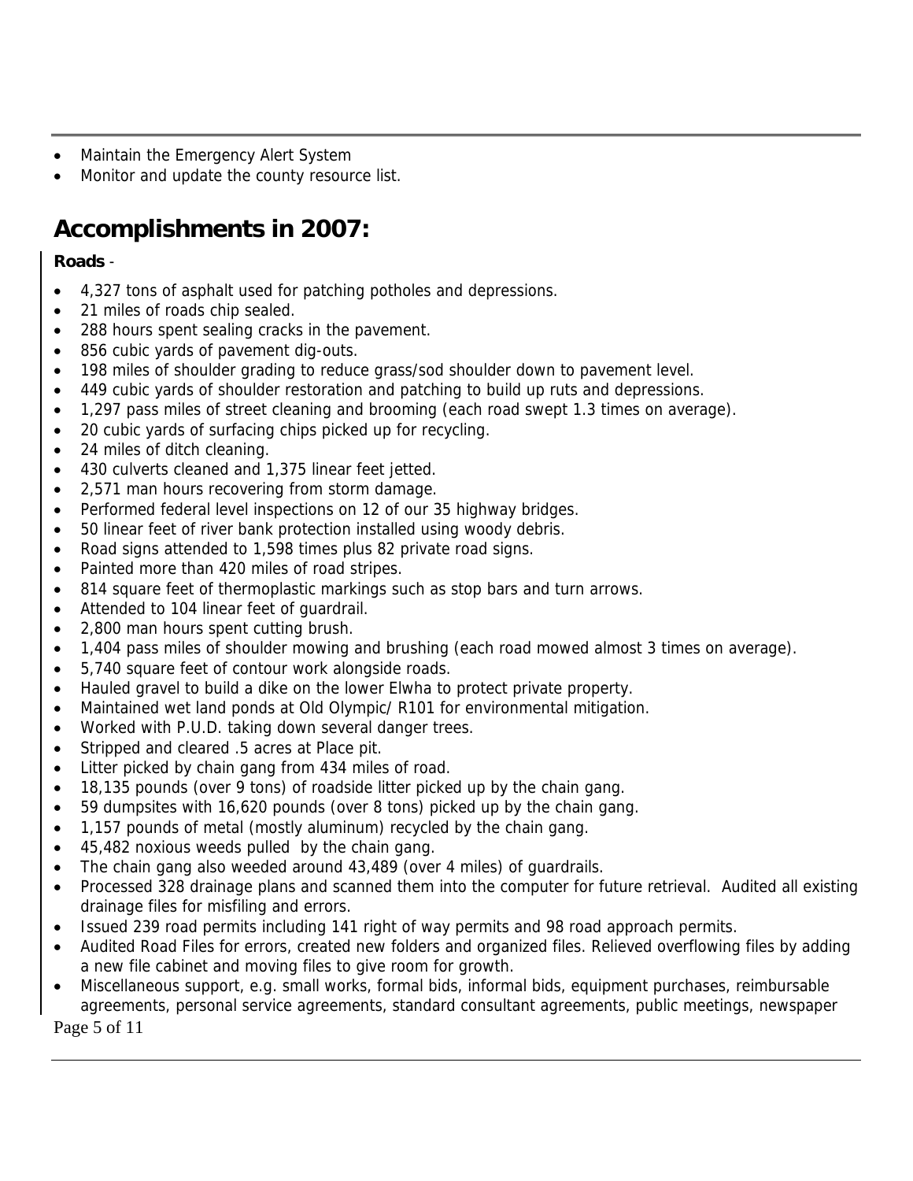- Maintain the Emergency Alert System
- Monitor and update the county resource list.

## Accomplishments in 2007:

**Roads** -

- 4,327 tons of asphalt used for patching potholes and depressions.
- 21 miles of roads chip sealed.
- 288 hours spent sealing cracks in the pavement.
- 856 cubic yards of pavement dig-outs.
- 198 miles of shoulder grading to reduce grass/sod shoulder down to pavement level.
- 449 cubic yards of shoulder restoration and patching to build up ruts and depressions.
- 1,297 pass miles of street cleaning and brooming (each road swept 1.3 times on average).
- 20 cubic yards of surfacing chips picked up for recycling.
- 24 miles of ditch cleaning.
- 430 culverts cleaned and 1,375 linear feet jetted.
- 2,571 man hours recovering from storm damage.
- Performed federal level inspections on 12 of our 35 highway bridges.
- 50 linear feet of river bank protection installed using woody debris.
- Road signs attended to 1,598 times plus 82 private road signs.
- Painted more than 420 miles of road stripes.
- 814 square feet of thermoplastic markings such as stop bars and turn arrows.
- Attended to 104 linear feet of guardrail.
- 2,800 man hours spent cutting brush.
- 1,404 pass miles of shoulder mowing and brushing (each road mowed almost 3 times on average).
- 5,740 square feet of contour work alongside roads.
- Hauled gravel to build a dike on the lower Elwha to protect private property.
- Maintained wet land ponds at Old Olympic/ R101 for environmental mitigation.
- Worked with P.U.D. taking down several danger trees.
- Stripped and cleared .5 acres at Place pit.
- Litter picked by chain gang from 434 miles of road.
- 18,135 pounds (over 9 tons) of roadside litter picked up by the chain gang.
- 59 dumpsites with 16,620 pounds (over 8 tons) picked up by the chain gang.
- 1,157 pounds of metal (mostly aluminum) recycled by the chain gang.
- 45,482 noxious weeds pulled by the chain gang.
- The chain gang also weeded around 43,489 (over 4 miles) of guardrails.
- Processed 328 drainage plans and scanned them into the computer for future retrieval. Audited all existing drainage files for misfiling and errors.
- Issued 239 road permits including 141 right of way permits and 98 road approach permits.
- Audited Road Files for errors, created new folders and organized files. Relieved overflowing files by adding a new file cabinet and moving files to give room for growth.
- Miscellaneous support, e.g. small works, formal bids, informal bids, equipment purchases, reimbursable agreements, personal service agreements, standard consultant agreements, public meetings, newspaper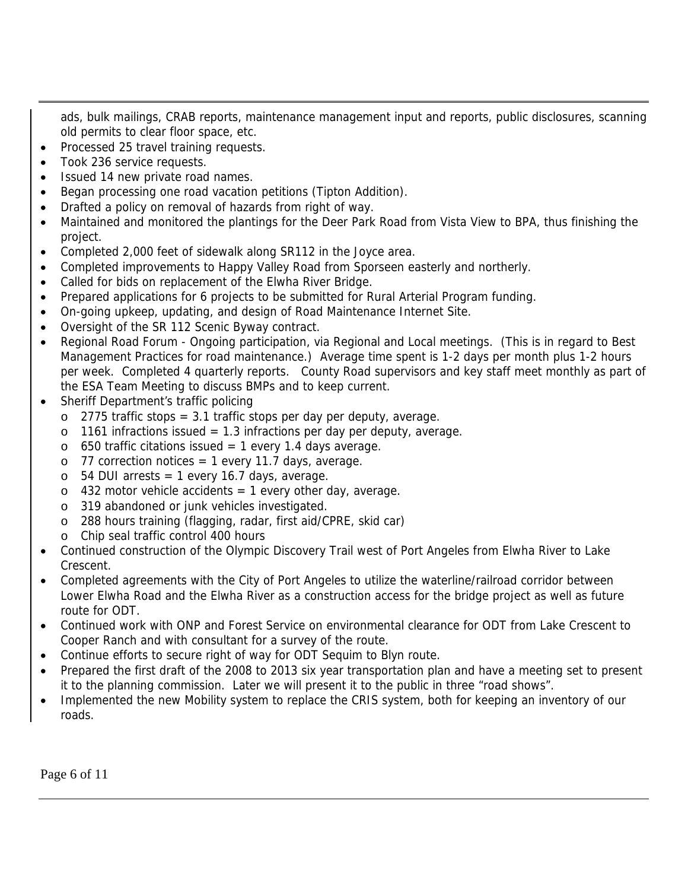ads, bulk mailings, CRAB reports, maintenance management input and reports, public disclosures, scanning old permits to clear floor space, etc.

- Processed 25 travel training requests.
- Took 236 service requests.
- Issued 14 new private road names.
- Began processing one road vacation petitions (Tipton Addition).
- Drafted a policy on removal of hazards from right of way.
- Maintained and monitored the plantings for the Deer Park Road from Vista View to BPA, thus finishing the project.
- Completed 2,000 feet of sidewalk along SR112 in the Joyce area.
- Completed improvements to Happy Valley Road from Sporseen easterly and northerly.
- Called for bids on replacement of the Elwha River Bridge.
- Prepared applications for 6 projects to be submitted for Rural Arterial Program funding.
- On-going upkeep, updating, and design of Road Maintenance Internet Site.
- Oversight of the SR 112 Scenic Byway contract.
- Regional Road Forum - Ongoing participation, via Regional and Local meetings. (This is in regard to Best Management Practices for road maintenance.) Average time spent is 1-2 days per month plus 1-2 hours per week. Completed 4 quarterly reports. County Road supervisors and key staff meet monthly as part of the ESA Team Meeting to discuss BMPs and to keep current.
- Sheriff Department's traffic policing
  - 2775 traffic stops = 3.1 traffic stops per day per deputy, average.
  - 1161 infractions issued = 1.3 infractions per day per deputy, average.
  - 650 traffic citations issued = 1 every 1.4 days average.
  - 77 correction notices = 1 every 11.7 days, average.
  - 54 DUI arrests = 1 every 16.7 days, average.
  - 432 motor vehicle accidents = 1 every other day, average.
  - 319 abandoned or junk vehicles investigated.
  - 288 hours training (flagging, radar, first aid/CPRE, skid car)
  - Chip seal traffic control 400 hours
- Continued construction of the Olympic Discovery Trail west of Port Angeles from Elwha River to Lake Crescent.
- Completed agreements with the City of Port Angeles to utilize the waterline/railroad corridor between Lower Elwha Road and the Elwha River as a construction access for the bridge project as well as future route for ODT.
- Continued work with ONP and Forest Service on environmental clearance for ODT from Lake Crescent to Cooper Ranch and with consultant for a survey of the route.
- Continue efforts to secure right of way for ODT Sequim to Blyn route.
- Prepared the first draft of the 2008 to 2013 six year transportation plan and have a meeting set to present it to the planning commission. Later we will present it to the public in three "road shows".
- Implemented the new Mobility system to replace the CRIS system, both for keeping an inventory of our roads.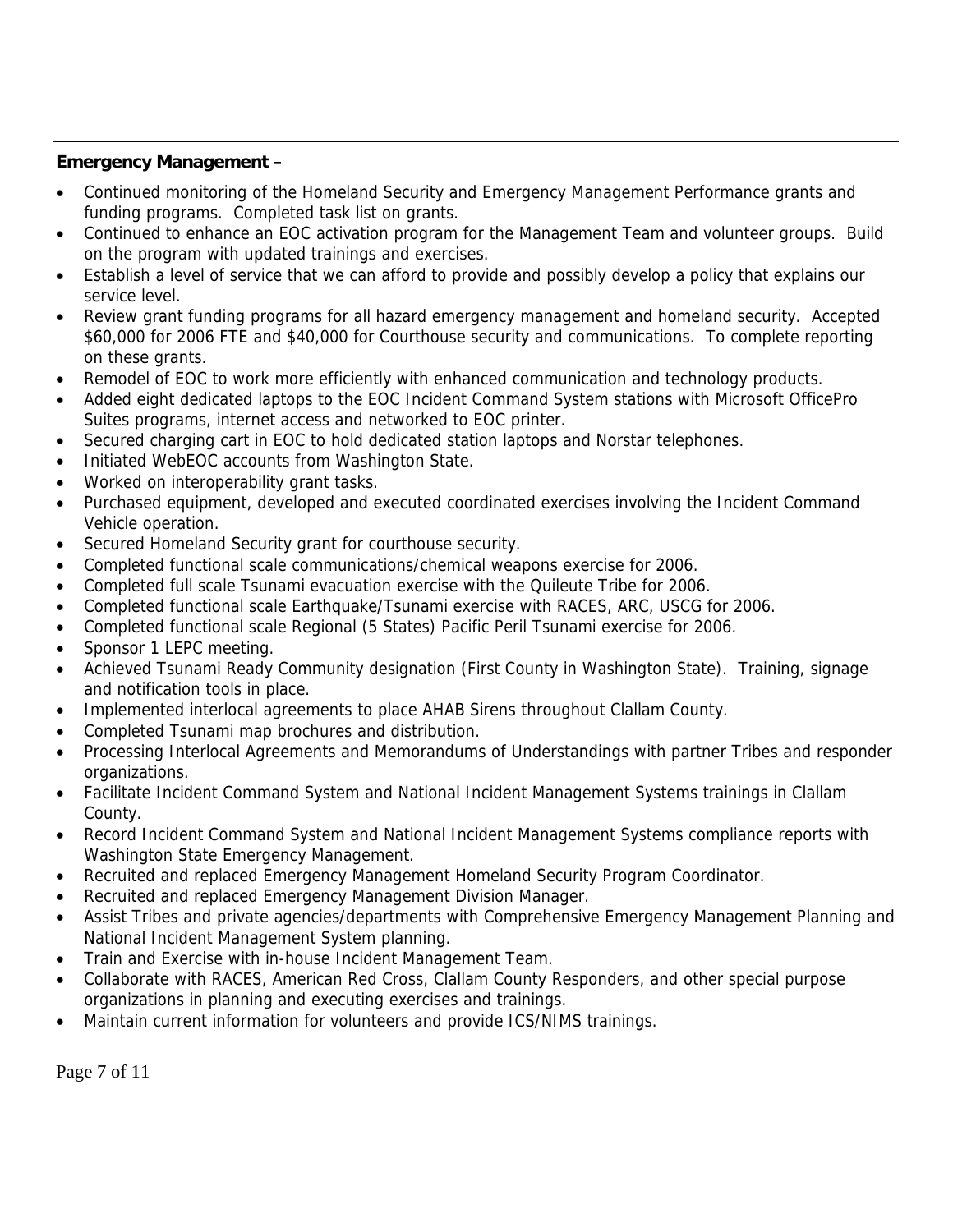**Emergency Management –**

- Continued monitoring of the Homeland Security and Emergency Management Performance grants and funding programs. Completed task list on grants.
- Continued to enhance an EOC activation program for the Management Team and volunteer groups. Build on the program with updated trainings and exercises.
- Establish a level of service that we can afford to provide and possibly develop a policy that explains our service level.
- Review grant funding programs for all hazard emergency management and homeland security. Accepted $60,000 for 2006 FTE and $40,000 for Courthouse security and communications. To complete reporting on these grants.
- Remodel of EOC to work more efficiently with enhanced communication and technology products.
- Added eight dedicated laptops to the EOC Incident Command System stations with Microsoft OfficePro Suites programs, internet access and networked to EOC printer.
- Secured charging cart in EOC to hold dedicated station laptops and Norstar telephones.
- Initiated WebEOC accounts from Washington State.
- Worked on interoperability grant tasks.
- Purchased equipment, developed and executed coordinated exercises involving the Incident Command Vehicle operation.
- Secured Homeland Security grant for courthouse security.
- Completed functional scale communications/chemical weapons exercise for 2006.
- Completed full scale Tsunami evacuation exercise with the Quileute Tribe for 2006.
- Completed functional scale Earthquake/Tsunami exercise with RACES, ARC, USCG for 2006.
- Completed functional scale Regional (5 States) Pacific Peril Tsunami exercise for 2006.
- Sponsor 1 LEPC meeting.
- Achieved Tsunami Ready Community designation (First County in Washington State). Training, signage and notification tools in place.
- Implemented interlocal agreements to place AHAB Sirens throughout Clallam County.
- Completed Tsunami map brochures and distribution.
- Processing Interlocal Agreements and Memorandums of Understandings with partner Tribes and responder organizations.
- Facilitate Incident Command System and National Incident Management Systems trainings in Clallam County.
- Record Incident Command System and National Incident Management Systems compliance reports with Washington State Emergency Management.
- Recruited and replaced Emergency Management Homeland Security Program Coordinator.
- Recruited and replaced Emergency Management Division Manager.
- Assist Tribes and private agencies/departments with Comprehensive Emergency Management Planning and National Incident Management System planning.
- Train and Exercise with in-house Incident Management Team.
- Collaborate with RACES, American Red Cross, Clallam County Responders, and other special purpose organizations in planning and executing exercises and trainings.
- Maintain current information for volunteers and provide ICS/NIMS trainings.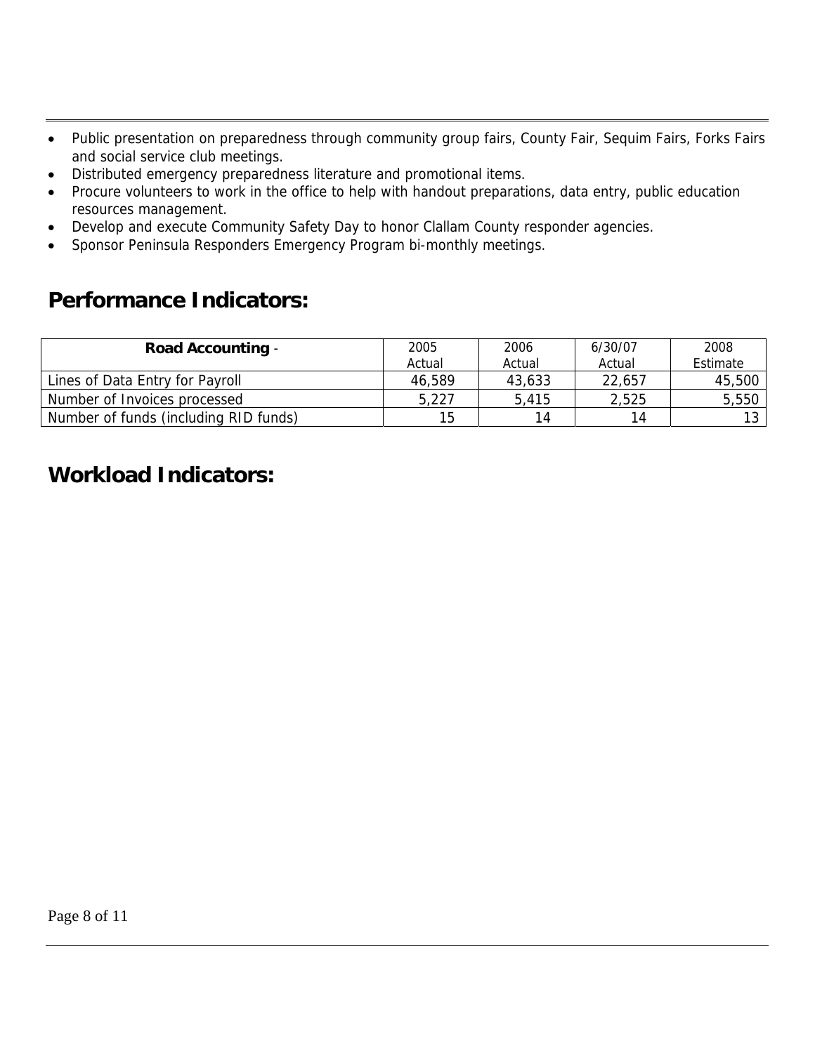- Public presentation on preparedness through community group fairs, County Fair, Sequim Fairs, Forks Fairs and social service club meetings.
- Distributed emergency preparedness literature and promotional items.
- Procure volunteers to work in the office to help with handout preparations, data entry, public education resources management.
- Develop and execute Community Safety Day to honor Clallam County responder agencies.
- Sponsor Peninsula Responders Emergency Program bi-monthly meetings.

## Performance Indicators:

| **Road Accounting** - | 2005 Actual | 2006 Actual | 6/30/07 Actual | 2008 Estimate |
|---|---|---|---|---|
| Lines of Data Entry for Payroll | 46,589 | 43,633 | 22,657 | 45,500 |
| Number of Invoices processed | 5,227 | 5,415 | 2,525 | 5,550 |
| Number of funds (including RID funds) | 15 | 14 | 14 | 13 |

## Workload Indicators: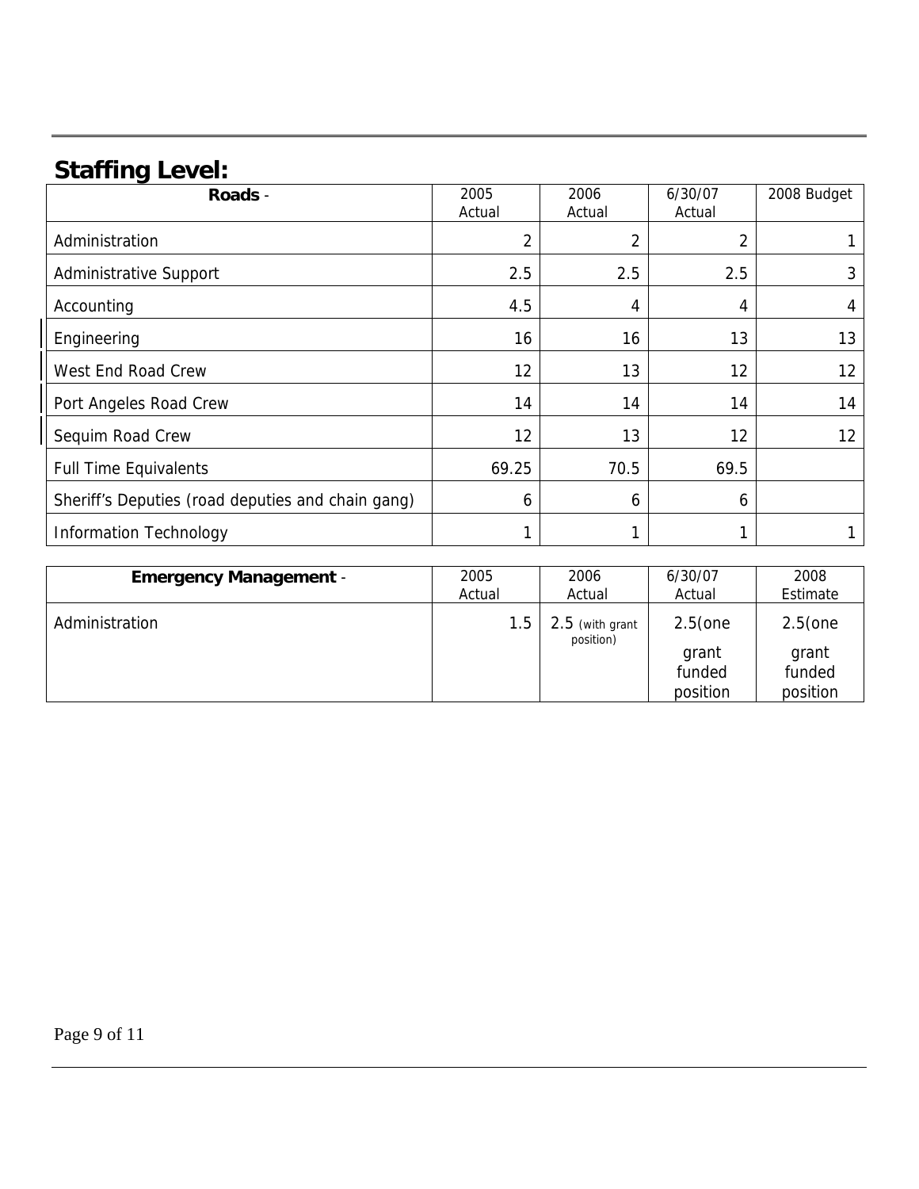## Staffing Level:

| Roads - | 2005 Actual | 2006 Actual | 6/30/07 Actual | 2008 Budget |
|---|---|---|---|---|
| Administration | 2 | 2 | 2 | 1 |
| Administrative Support | 2.5 | 2.5 | 2.5 | 3 |
| Accounting | 4.5 | 4 | 4 | 4 |
| Engineering | 16 | 16 | 13 | 13 |
| West End Road Crew | 12 | 13 | 12 | 12 |
| Port Angeles Road Crew | 14 | 14 | 14 | 14 |
| Sequim Road Crew | 12 | 13 | 12 | 12 |
| Full Time Equivalents | 69.25 | 70.5 | 69.5 | |
| Sheriff's Deputies (road deputies and chain gang) | 6 | 6 | 6 | |
| Information Technology | 1 | 1 | 1 | 1 |

| **Emergency Management** - | 2005 Actual | 2006 Actual | 6/30/07 Actual | 2008 Estimate |
|---|---|---|---|---|
| Administration | 1.5 | 2.5 (with grant position) | 2.5(one grant funded position | 2.5(one grant funded position |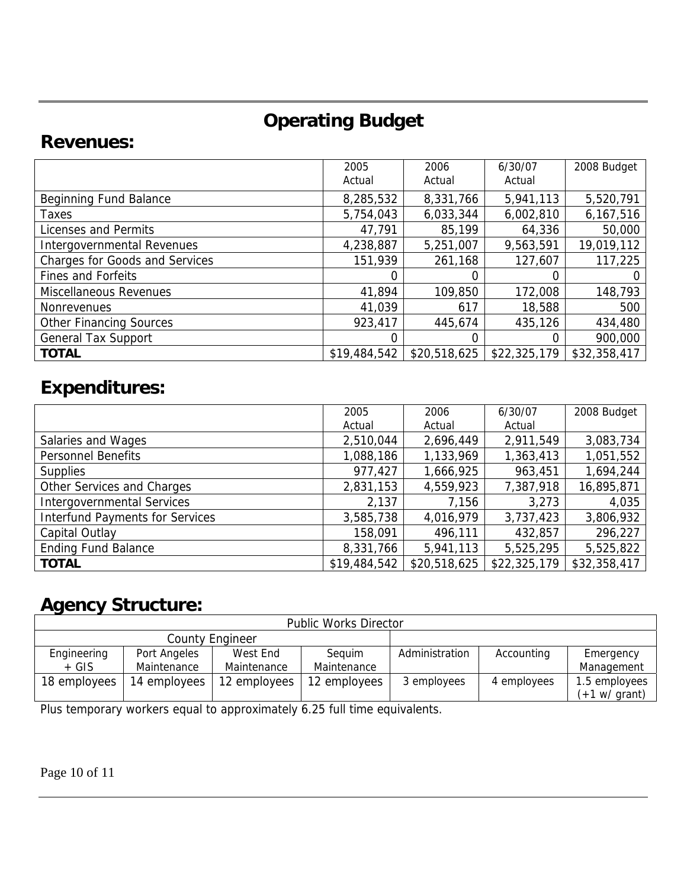# Operating Budget

## Revenues:

| | 2005 Actual | 2006 Actual | 6/30/07 Actual | 2008 Budget |
|---|---|---|---|---|
| Beginning Fund Balance | 8,285,532 | 8,331,766 | 5,941,113 | 5,520,791 |
| Taxes | 5,754,043 | 6,033,344 | 6,002,810 | 6,167,516 |
| Licenses and Permits | 47,791 | 85,199 | 64,336 | 50,000 |
| Intergovernmental Revenues | 4,238,887 | 5,251,007 | 9,563,591 | 19,019,112 |
| Charges for Goods and Services | 151,939 | 261,168 | 127,607 | 117,225 |
| Fines and Forfeits | 0 | 0 | 0 | 0 |
| Miscellaneous Revenues | 41,894 | 109,850 | 172,008 | 148,793 |
| Nonrevenues | 41,039 | 617 | 18,588 | 500 |
| Other Financing Sources | 923,417 | 445,674 | 435,126 | 434,480 |
| General Tax Support | 0 | 0 | 0 | 900,000 |
| **TOTAL** | $19,484,542 | $20,518,625 | $22,325,179 | $32,358,417 |

## Expenditures:

| | 2005 Actual | 2006 Actual | 6/30/07 Actual | 2008 Budget |
|---|---|---|---|---|
| Salaries and Wages | 2,510,044 | 2,696,449 | 2,911,549 | 3,083,734 |
| Personnel Benefits | 1,088,186 | 1,133,969 | 1,363,413 | 1,051,552 |
| Supplies | 977,427 | 1,666,925 | 963,451 | 1,694,244 |
| Other Services and Charges | 2,831,153 | 4,559,923 | 7,387,918 | 16,895,871 |
| Intergovernmental Services | 2,137 | 7,156 | 3,273 | 4,035 |
| Interfund Payments for Services | 3,585,738 | 4,016,979 | 3,737,423 | 3,806,932 |
| Capital Outlay | 158,091 | 496,111 | 432,857 | 296,227 |
| Ending Fund Balance | 8,331,766 | 5,941,113 | 5,525,295 | 5,525,822 |
| **TOTAL** | $19,484,542 | $20,518,625 | $22,325,179 | $32,358,417 |

## Agency Structure:

| Public Works Director | | | | | | |
|---|---|---|---|---|---|---|
| County Engineer | | | | | | |
| Engineering + GIS | Port Angeles Maintenance | West End Maintenance | Sequim Maintenance | Administration | Accounting | Emergency Management |
| 18 employees | 14 employees | 12 employees | 12 employees | 3 employees | 4 employees | 1.5 employees (+1 w/ grant) |

Plus temporary workers equal to approximately 6.25 full time equivalents.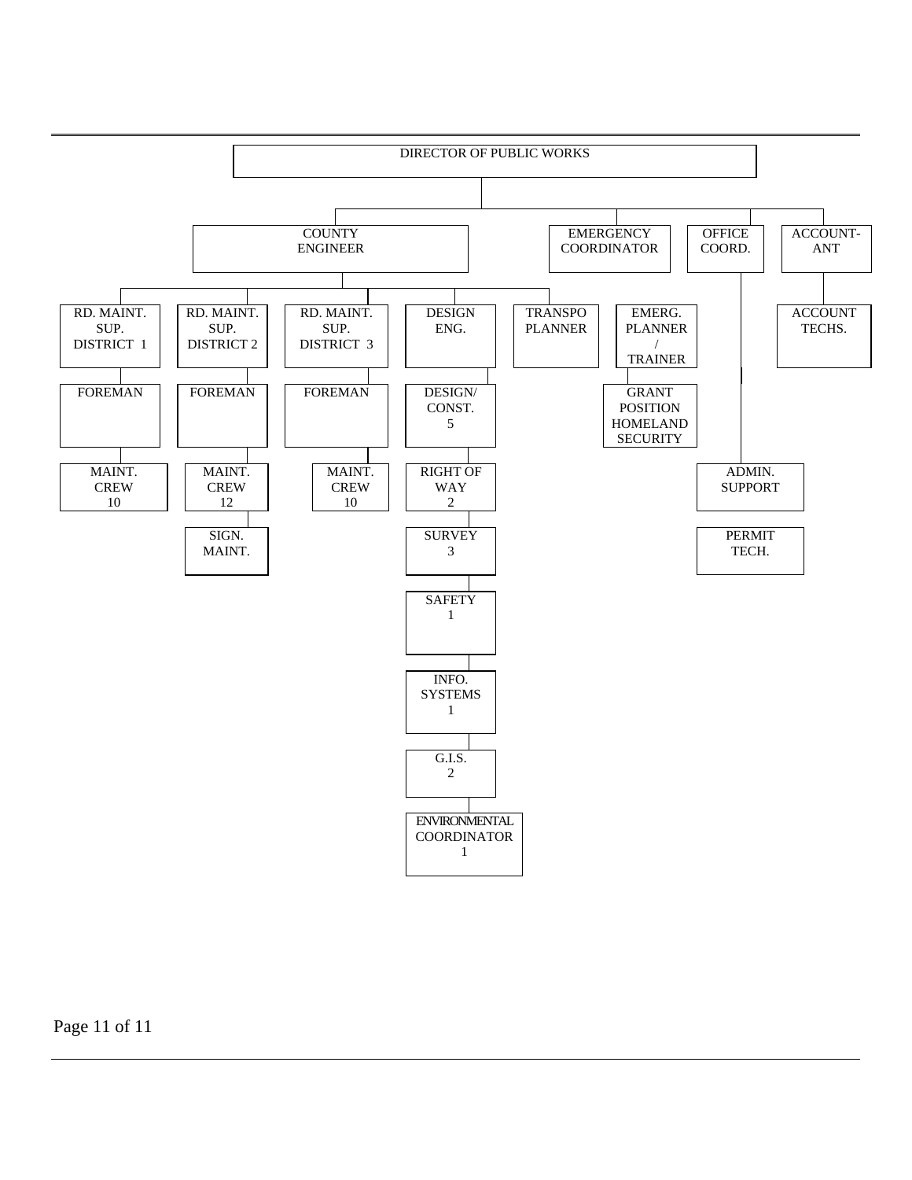DIRECTOR OF PUBLIC WORKS

COUNTY ENGINEER

EMERGENCY COORDINATOR

OFFICE COORD.

ACCOUNT-ANT

RD. MAINT. SUP. DISTRICT 1

RD. MAINT. SUP. DISTRICT 2

RD. MAINT. SUP. DISTRICT 3

DESIGN ENG.

TRANSPO PLANNER

EMERG. PLANNER / TRAINER

ACCOUNT TECHS.

FOREMAN

FOREMAN

FOREMAN

DESIGN/ CONST. 5

GRANT POSITION HOMELAND SECURITY

MAINT. CREW 10

MAINT. CREW 12

MAINT. CREW 10

RIGHT OF WAY 2

ADMIN. SUPPORT

SIGN. MAINT.

SURVEY 3

PERMIT TECH.

SAFETY 1

INFO. SYSTEMS 1

G.I.S. 2

ENVIRONMENTAL COORDINATOR 1